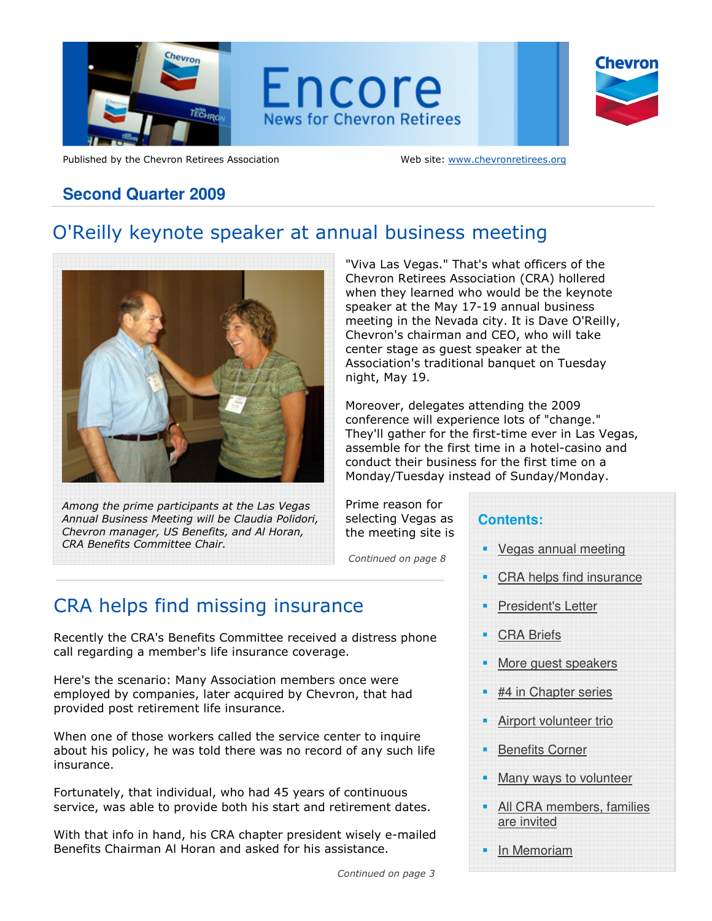# Encore

News for Chevron Retirees

Published by the Chevron Retirees Association

Web site: www.chevronretirees.org

## Second Quarter 2009

## O'Reilly keynote speaker at annual business meeting

*Among the prime participants at the Las Vegas Annual Business Meeting will be Claudia Polidori, Chevron manager, US Benefits, and Al Horan, CRA Benefits Committee Chair.*

"Viva Las Vegas." That's what officers of the Chevron Retirees Association (CRA) hollered when they learned who would be the keynote speaker at the May 17-19 annual business meeting in the Nevada city. It is Dave O'Reilly, Chevron's chairman and CEO, who will take center stage as guest speaker at the Association's traditional banquet on Tuesday night, May 19.

Moreover, delegates attending the 2009 conference will experience lots of "change." They'll gather for the first-time ever in Las Vegas, assemble for the first time in a hotel-casino and conduct their business for the first time on a Monday/Tuesday instead of Sunday/Monday.

Prime reason for selecting Vegas as the meeting site is

*Continued on page 8*

**Contents:**

- Vegas annual meeting
- CRA helps find insurance
- President's Letter
- CRA Briefs
- More guest speakers
- #4 in Chapter series
- Airport volunteer trio
- Benefits Corner
- Many ways to volunteer
- All CRA members, families are invited
- In Memoriam

## CRA helps find missing insurance

Recently the CRA's Benefits Committee received a distress phone call regarding a member's life insurance coverage.

Here's the scenario: Many Association members once were employed by companies, later acquired by Chevron, that had provided post retirement life insurance.

When one of those workers called the service center to inquire about his policy, he was told there was no record of any such life insurance.

Fortunately, that individual, who had 45 years of continuous service, was able to provide both his start and retirement dates.

With that info in hand, his CRA chapter president wisely e-mailed Benefits Chairman Al Horan and asked for his assistance.

*Continued on page 3*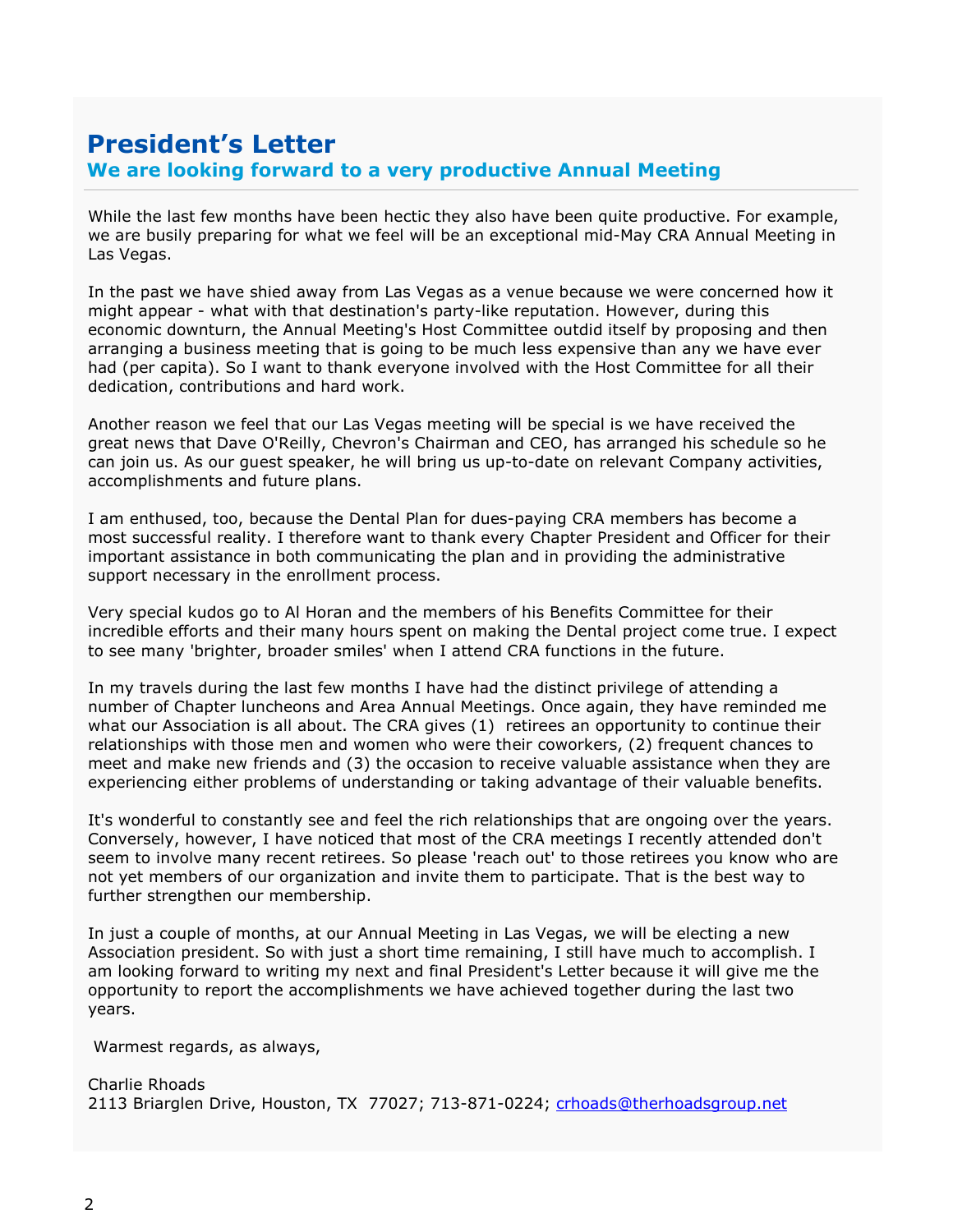# President's Letter

## We are looking forward to a very productive Annual Meeting

While the last few months have been hectic they also have been quite productive. For example, we are busily preparing for what we feel will be an exceptional mid-May CRA Annual Meeting in Las Vegas.

In the past we have shied away from Las Vegas as a venue because we were concerned how it might appear - what with that destination's party-like reputation. However, during this economic downturn, the Annual Meeting's Host Committee outdid itself by proposing and then arranging a business meeting that is going to be much less expensive than any we have ever had (per capita). So I want to thank everyone involved with the Host Committee for all their dedication, contributions and hard work.

Another reason we feel that our Las Vegas meeting will be special is we have received the great news that Dave O'Reilly, Chevron's Chairman and CEO, has arranged his schedule so he can join us. As our guest speaker, he will bring us up-to-date on relevant Company activities, accomplishments and future plans.

I am enthused, too, because the Dental Plan for dues-paying CRA members has become a most successful reality. I therefore want to thank every Chapter President and Officer for their important assistance in both communicating the plan and in providing the administrative support necessary in the enrollment process.

Very special kudos go to Al Horan and the members of his Benefits Committee for their incredible efforts and their many hours spent on making the Dental project come true. I expect to see many 'brighter, broader smiles' when I attend CRA functions in the future.

In my travels during the last few months I have had the distinct privilege of attending a number of Chapter luncheons and Area Annual Meetings. Once again, they have reminded me what our Association is all about. The CRA gives (1) retirees an opportunity to continue their relationships with those men and women who were their coworkers, (2) frequent chances to meet and make new friends and (3) the occasion to receive valuable assistance when they are experiencing either problems of understanding or taking advantage of their valuable benefits.

It's wonderful to constantly see and feel the rich relationships that are ongoing over the years. Conversely, however, I have noticed that most of the CRA meetings I recently attended don't seem to involve many recent retirees. So please 'reach out' to those retirees you know who are not yet members of our organization and invite them to participate. That is the best way to further strengthen our membership.

In just a couple of months, at our Annual Meeting in Las Vegas, we will be electing a new Association president. So with just a short time remaining, I still have much to accomplish. I am looking forward to writing my next and final President's Letter because it will give me the opportunity to report the accomplishments we have achieved together during the last two years.

Warmest regards, as always,

Charlie Rhoads
2113 Briarglen Drive, Houston, TX 77027; 713-871-0224; crhoads@therhoadsgroup.net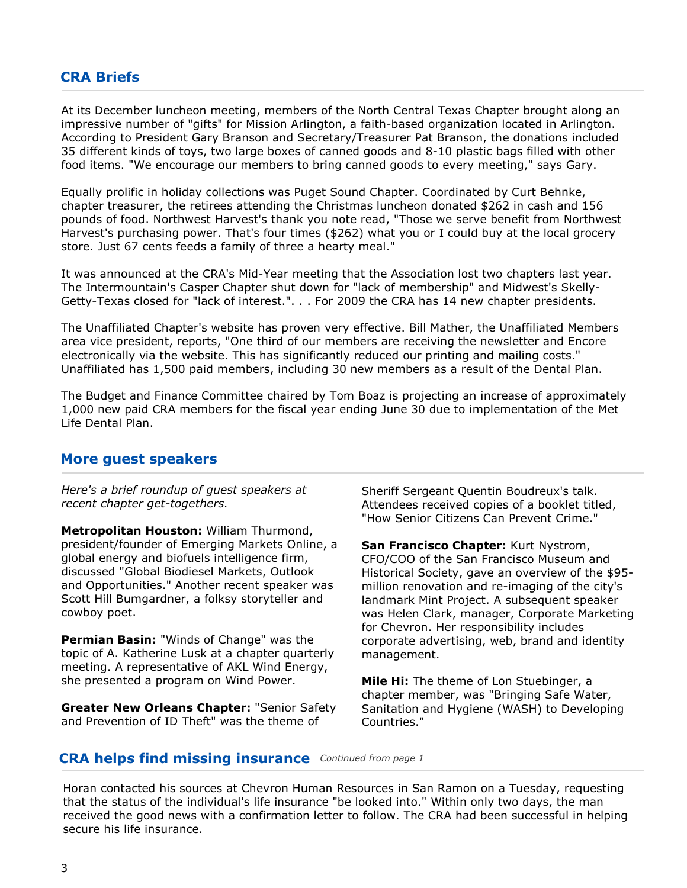## CRA Briefs

At its December luncheon meeting, members of the North Central Texas Chapter brought along an impressive number of "gifts" for Mission Arlington, a faith-based organization located in Arlington. According to President Gary Branson and Secretary/Treasurer Pat Branson, the donations included 35 different kinds of toys, two large boxes of canned goods and 8-10 plastic bags filled with other food items. "We encourage our members to bring canned goods to every meeting," says Gary.

Equally prolific in holiday collections was Puget Sound Chapter. Coordinated by Curt Behnke, chapter treasurer, the retirees attending the Christmas luncheon donated $262 in cash and 156 pounds of food. Northwest Harvest's thank you note read, "Those we serve benefit from Northwest Harvest's purchasing power. That's four times ($262) what you or I could buy at the local grocery store. Just 67 cents feeds a family of three a hearty meal."

It was announced at the CRA's Mid-Year meeting that the Association lost two chapters last year. The Intermountain's Casper Chapter shut down for "lack of membership" and Midwest's Skelly-Getty-Texas closed for "lack of interest.". . . For 2009 the CRA has 14 new chapter presidents.

The Unaffiliated Chapter's website has proven very effective. Bill Mather, the Unaffiliated Members area vice president, reports, "One third of our members are receiving the newsletter and Encore electronically via the website. This has significantly reduced our printing and mailing costs." Unaffiliated has 1,500 paid members, including 30 new members as a result of the Dental Plan.

The Budget and Finance Committee chaired by Tom Boaz is projecting an increase of approximately 1,000 new paid CRA members for the fiscal year ending June 30 due to implementation of the Met Life Dental Plan.

## More guest speakers

*Here's a brief roundup of guest speakers at recent chapter get-togethers.*

**Metropolitan Houston:** William Thurmond, president/founder of Emerging Markets Online, a global energy and biofuels intelligence firm, discussed "Global Biodiesel Markets, Outlook and Opportunities." Another recent speaker was Scott Hill Bumgardner, a folksy storyteller and cowboy poet.

**Permian Basin:** "Winds of Change" was the topic of A. Katherine Lusk at a chapter quarterly meeting. A representative of AKL Wind Energy, she presented a program on Wind Power.

**Greater New Orleans Chapter:** "Senior Safety and Prevention of ID Theft" was the theme of Sheriff Sergeant Quentin Boudreux's talk. Attendees received copies of a booklet titled, "How Senior Citizens Can Prevent Crime."

**San Francisco Chapter:** Kurt Nystrom, CFO/COO of the San Francisco Museum and Historical Society, gave an overview of the $95-million renovation and re-imaging of the city's landmark Mint Project. A subsequent speaker was Helen Clark, manager, Corporate Marketing for Chevron. Her responsibility includes corporate advertising, web, brand and identity management.

**Mile Hi:** The theme of Lon Stuebinger, a chapter member, was "Bringing Safe Water, Sanitation and Hygiene (WASH) to Developing Countries."

## CRA helps find missing insurance

*Continued from page 1*

Horan contacted his sources at Chevron Human Resources in San Ramon on a Tuesday, requesting that the status of the individual's life insurance "be looked into." Within only two days, the man received the good news with a confirmation letter to follow. The CRA had been successful in helping secure his life insurance.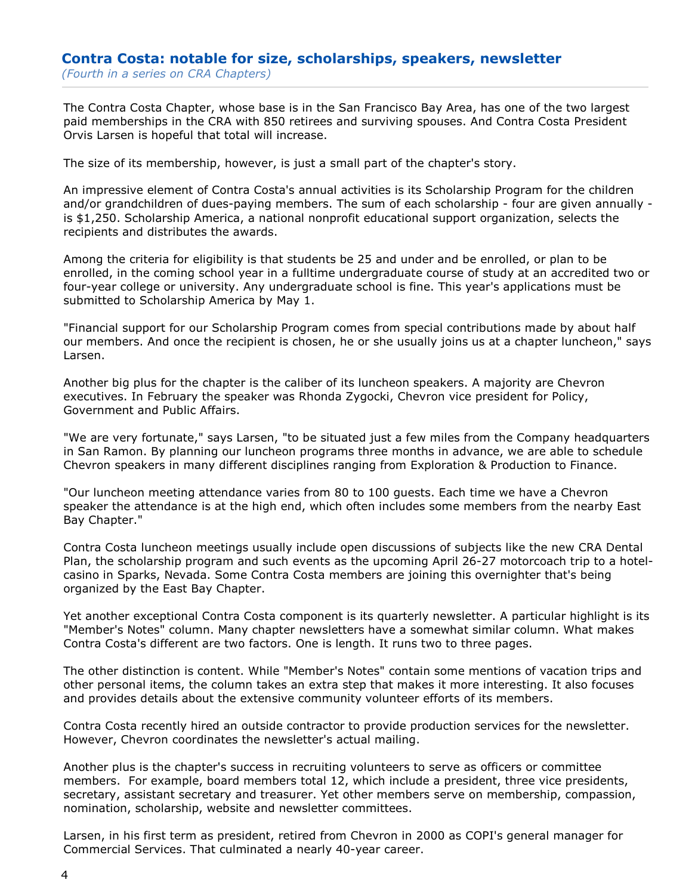## Contra Costa: notable for size, scholarships, speakers, newsletter

*(Fourth in a series on CRA Chapters)*

The Contra Costa Chapter, whose base is in the San Francisco Bay Area, has one of the two largest paid memberships in the CRA with 850 retirees and surviving spouses. And Contra Costa President Orvis Larsen is hopeful that total will increase.

The size of its membership, however, is just a small part of the chapter's story.

An impressive element of Contra Costa's annual activities is its Scholarship Program for the children and/or grandchildren of dues-paying members. The sum of each scholarship - four are given annually - is $1,250. Scholarship America, a national nonprofit educational support organization, selects the recipients and distributes the awards.

Among the criteria for eligibility is that students be 25 and under and be enrolled, or plan to be enrolled, in the coming school year in a fulltime undergraduate course of study at an accredited two or four-year college or university. Any undergraduate school is fine. This year's applications must be submitted to Scholarship America by May 1.

"Financial support for our Scholarship Program comes from special contributions made by about half our members. And once the recipient is chosen, he or she usually joins us at a chapter luncheon," says Larsen.

Another big plus for the chapter is the caliber of its luncheon speakers. A majority are Chevron executives. In February the speaker was Rhonda Zygocki, Chevron vice president for Policy, Government and Public Affairs.

"We are very fortunate," says Larsen, "to be situated just a few miles from the Company headquarters in San Ramon. By planning our luncheon programs three months in advance, we are able to schedule Chevron speakers in many different disciplines ranging from Exploration & Production to Finance.

"Our luncheon meeting attendance varies from 80 to 100 guests. Each time we have a Chevron speaker the attendance is at the high end, which often includes some members from the nearby East Bay Chapter."

Contra Costa luncheon meetings usually include open discussions of subjects like the new CRA Dental Plan, the scholarship program and such events as the upcoming April 26-27 motorcoach trip to a hotel-casino in Sparks, Nevada. Some Contra Costa members are joining this overnighter that's being organized by the East Bay Chapter.

Yet another exceptional Contra Costa component is its quarterly newsletter. A particular highlight is its "Member's Notes" column. Many chapter newsletters have a somewhat similar column. What makes Contra Costa's different are two factors. One is length. It runs two to three pages.

The other distinction is content. While "Member's Notes" contain some mentions of vacation trips and other personal items, the column takes an extra step that makes it more interesting. It also focuses and provides details about the extensive community volunteer efforts of its members.

Contra Costa recently hired an outside contractor to provide production services for the newsletter. However, Chevron coordinates the newsletter's actual mailing.

Another plus is the chapter's success in recruiting volunteers to serve as officers or committee members. For example, board members total 12, which include a president, three vice presidents, secretary, assistant secretary and treasurer. Yet other members serve on membership, compassion, nomination, scholarship, website and newsletter committees.

Larsen, in his first term as president, retired from Chevron in 2000 as COPI's general manager for Commercial Services. That culminated a nearly 40-year career.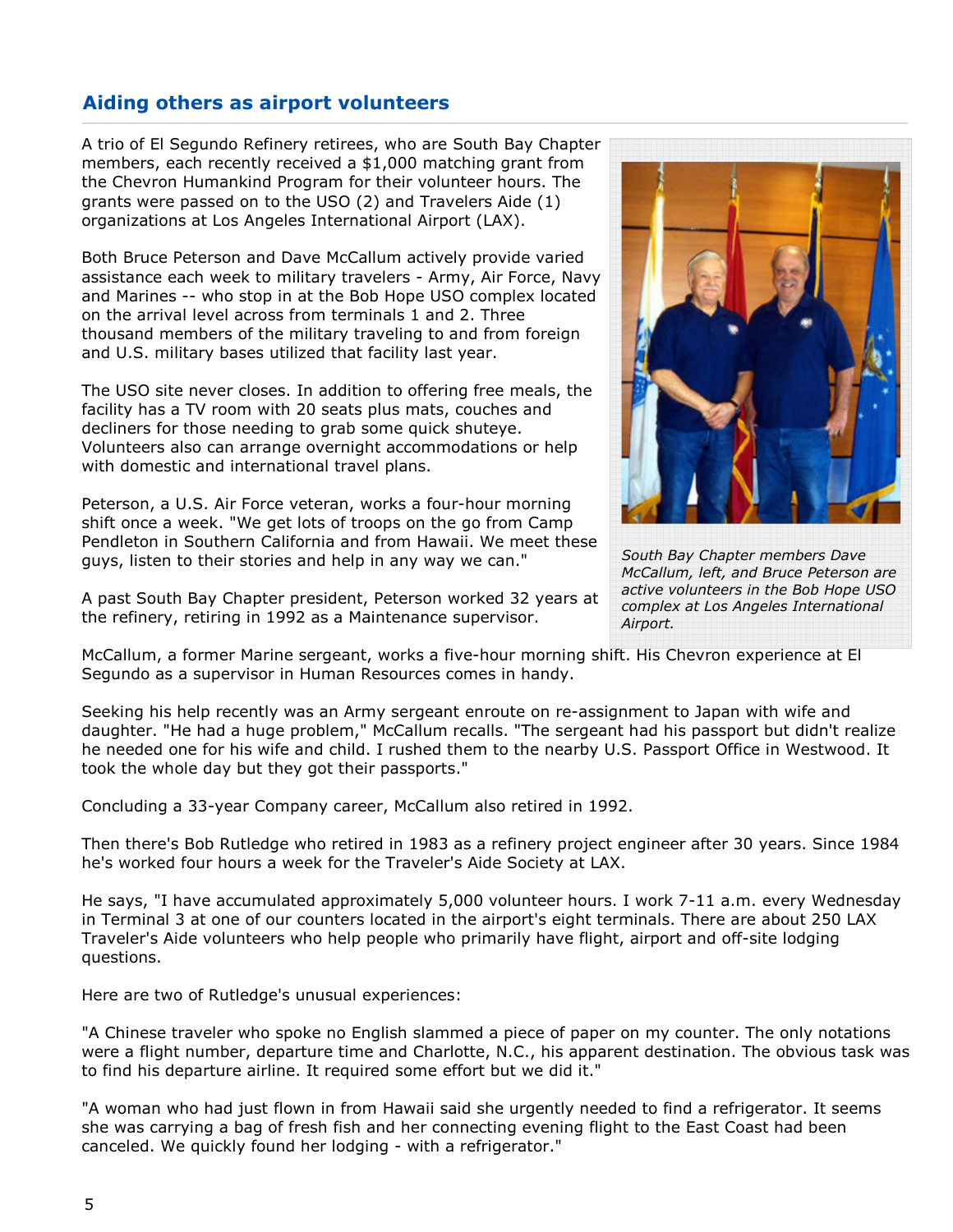## Aiding others as airport volunteers

A trio of El Segundo Refinery retirees, who are South Bay Chapter members, each recently received a $1,000 matching grant from the Chevron Humankind Program for their volunteer hours. The grants were passed on to the USO (2) and Travelers Aide (1) organizations at Los Angeles International Airport (LAX).

Both Bruce Peterson and Dave McCallum actively provide varied assistance each week to military travelers - Army, Air Force, Navy and Marines -- who stop in at the Bob Hope USO complex located on the arrival level across from terminals 1 and 2. Three thousand members of the military traveling to and from foreign and U.S. military bases utilized that facility last year.

The USO site never closes. In addition to offering free meals, the facility has a TV room with 20 seats plus mats, couches and decliners for those needing to grab some quick shuteye. Volunteers also can arrange overnight accommodations or help with domestic and international travel plans.

Peterson, a U.S. Air Force veteran, works a four-hour morning shift once a week. "We get lots of troops on the go from Camp Pendleton in Southern California and from Hawaii. We meet these guys, listen to their stories and help in any way we can."

A past South Bay Chapter president, Peterson worked 32 years at the refinery, retiring in 1992 as a Maintenance supervisor.

*South Bay Chapter members Dave McCallum, left, and Bruce Peterson are active volunteers in the Bob Hope USO complex at Los Angeles International Airport.*

McCallum, a former Marine sergeant, works a five-hour morning shift. His Chevron experience at El Segundo as a supervisor in Human Resources comes in handy.

Seeking his help recently was an Army sergeant enroute on re-assignment to Japan with wife and daughter. "He had a huge problem," McCallum recalls. "The sergeant had his passport but didn't realize he needed one for his wife and child. I rushed them to the nearby U.S. Passport Office in Westwood. It took the whole day but they got their passports."

Concluding a 33-year Company career, McCallum also retired in 1992.

Then there's Bob Rutledge who retired in 1983 as a refinery project engineer after 30 years. Since 1984 he's worked four hours a week for the Traveler's Aide Society at LAX.

He says, "I have accumulated approximately 5,000 volunteer hours. I work 7-11 a.m. every Wednesday in Terminal 3 at one of our counters located in the airport's eight terminals. There are about 250 LAX Traveler's Aide volunteers who help people who primarily have flight, airport and off-site lodging questions.

Here are two of Rutledge's unusual experiences:

"A Chinese traveler who spoke no English slammed a piece of paper on my counter. The only notations were a flight number, departure time and Charlotte, N.C., his apparent destination. The obvious task was to find his departure airline. It required some effort but we did it."

"A woman who had just flown in from Hawaii said she urgently needed to find a refrigerator. It seems she was carrying a bag of fresh fish and her connecting evening flight to the East Coast had been canceled. We quickly found her lodging - with a refrigerator."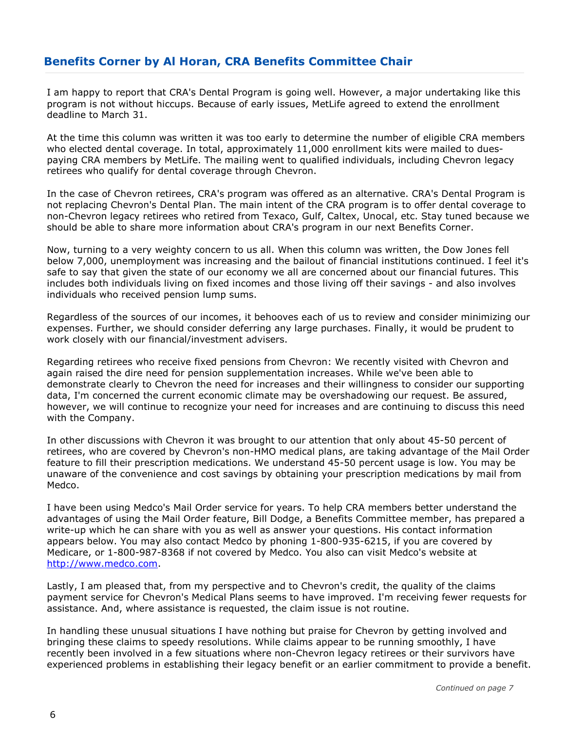## Benefits Corner by Al Horan, CRA Benefits Committee Chair

I am happy to report that CRA's Dental Program is going well. However, a major undertaking like this program is not without hiccups. Because of early issues, MetLife agreed to extend the enrollment deadline to March 31.

At the time this column was written it was too early to determine the number of eligible CRA members who elected dental coverage. In total, approximately 11,000 enrollment kits were mailed to dues-paying CRA members by MetLife. The mailing went to qualified individuals, including Chevron legacy retirees who qualify for dental coverage through Chevron.

In the case of Chevron retirees, CRA's program was offered as an alternative. CRA's Dental Program is not replacing Chevron's Dental Plan. The main intent of the CRA program is to offer dental coverage to non-Chevron legacy retirees who retired from Texaco, Gulf, Caltex, Unocal, etc. Stay tuned because we should be able to share more information about CRA's program in our next Benefits Corner.

Now, turning to a very weighty concern to us all. When this column was written, the Dow Jones fell below 7,000, unemployment was increasing and the bailout of financial institutions continued. I feel it's safe to say that given the state of our economy we all are concerned about our financial futures. This includes both individuals living on fixed incomes and those living off their savings - and also involves individuals who received pension lump sums.

Regardless of the sources of our incomes, it behooves each of us to review and consider minimizing our expenses. Further, we should consider deferring any large purchases. Finally, it would be prudent to work closely with our financial/investment advisers.

Regarding retirees who receive fixed pensions from Chevron: We recently visited with Chevron and again raised the dire need for pension supplementation increases. While we've been able to demonstrate clearly to Chevron the need for increases and their willingness to consider our supporting data, I'm concerned the current economic climate may be overshadowing our request. Be assured, however, we will continue to recognize your need for increases and are continuing to discuss this need with the Company.

In other discussions with Chevron it was brought to our attention that only about 45-50 percent of retirees, who are covered by Chevron's non-HMO medical plans, are taking advantage of the Mail Order feature to fill their prescription medications. We understand 45-50 percent usage is low. You may be unaware of the convenience and cost savings by obtaining your prescription medications by mail from Medco.

I have been using Medco's Mail Order service for years. To help CRA members better understand the advantages of using the Mail Order feature, Bill Dodge, a Benefits Committee member, has prepared a write-up which he can share with you as well as answer your questions. His contact information appears below. You may also contact Medco by phoning 1-800-935-6215, if you are covered by Medicare, or 1-800-987-8368 if not covered by Medco. You also can visit Medco's website at [http://www.medco.com](http://www.medco.com).

Lastly, I am pleased that, from my perspective and to Chevron's credit, the quality of the claims payment service for Chevron's Medical Plans seems to have improved. I'm receiving fewer requests for assistance. And, where assistance is requested, the claim issue is not routine.

In handling these unusual situations I have nothing but praise for Chevron by getting involved and bringing these claims to speedy resolutions. While claims appear to be running smoothly, I have recently been involved in a few situations where non-Chevron legacy retirees or their survivors have experienced problems in establishing their legacy benefit or an earlier commitment to provide a benefit.

*Continued on page 7*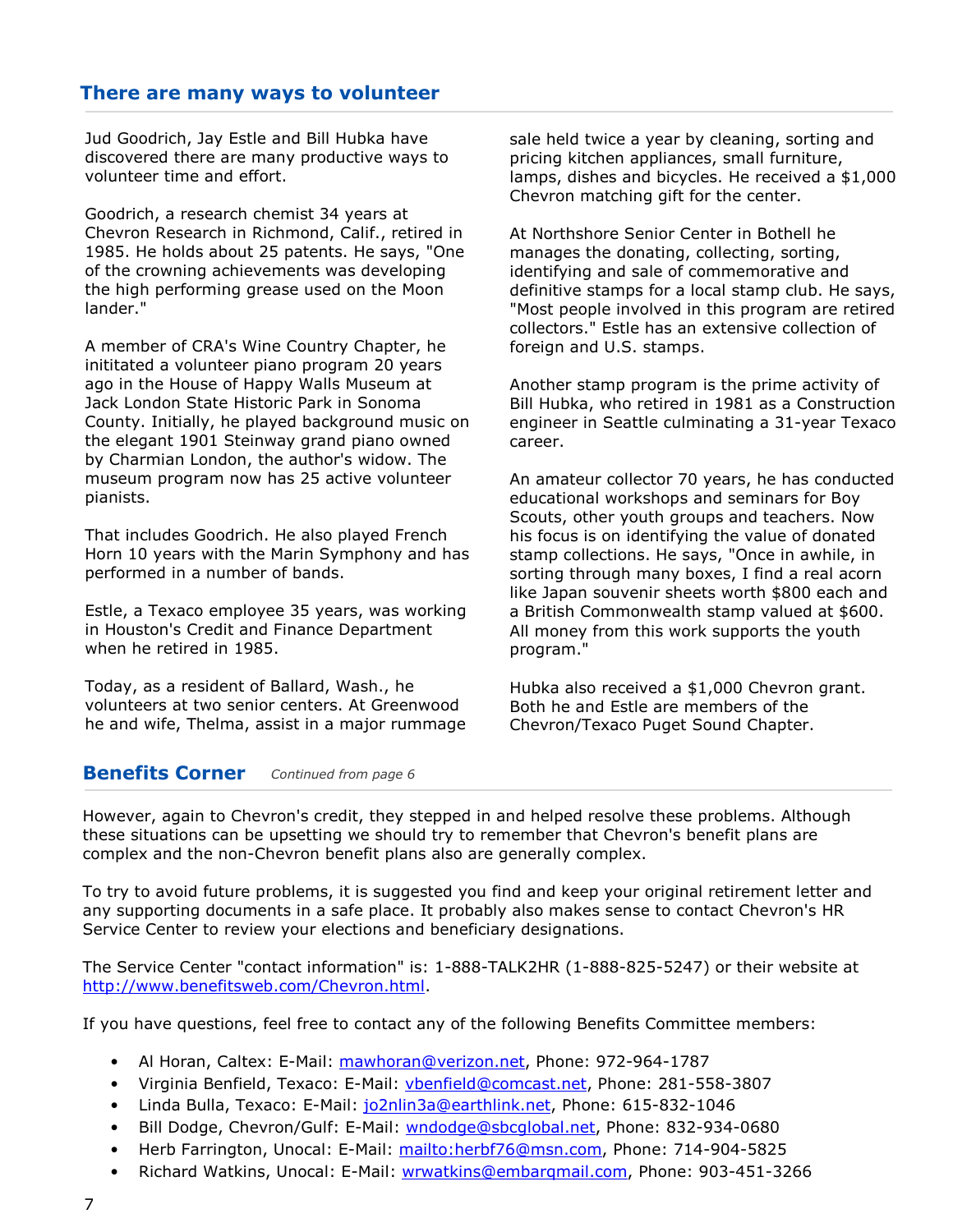## There are many ways to volunteer

Jud Goodrich, Jay Estle and Bill Hubka have discovered there are many productive ways to volunteer time and effort.

Goodrich, a research chemist 34 years at Chevron Research in Richmond, Calif., retired in 1985. He holds about 25 patents. He says, "One of the crowning achievements was developing the high performing grease used on the Moon lander."

A member of CRA's Wine Country Chapter, he inititated a volunteer piano program 20 years ago in the House of Happy Walls Museum at Jack London State Historic Park in Sonoma County. Initially, he played background music on the elegant 1901 Steinway grand piano owned by Charmian London, the author's widow. The museum program now has 25 active volunteer pianists.

That includes Goodrich. He also played French Horn 10 years with the Marin Symphony and has performed in a number of bands.

Estle, a Texaco employee 35 years, was working in Houston's Credit and Finance Department when he retired in 1985.

Today, as a resident of Ballard, Wash., he volunteers at two senior centers. At Greenwood he and wife, Thelma, assist in a major rummage sale held twice a year by cleaning, sorting and pricing kitchen appliances, small furniture, lamps, dishes and bicycles. He received a $1,000 Chevron matching gift for the center.

At Northshore Senior Center in Bothell he manages the donating, collecting, sorting, identifying and sale of commemorative and definitive stamps for a local stamp club. He says, "Most people involved in this program are retired collectors." Estle has an extensive collection of foreign and U.S. stamps.

Another stamp program is the prime activity of Bill Hubka, who retired in 1981 as a Construction engineer in Seattle culminating a 31-year Texaco career.

An amateur collector 70 years, he has conducted educational workshops and seminars for Boy Scouts, other youth groups and teachers. Now his focus is on identifying the value of donated stamp collections. He says, "Once in awhile, in sorting through many boxes, I find a real acorn like Japan souvenir sheets worth $800 each and a British Commonwealth stamp valued at $600. All money from this work supports the youth program."

Hubka also received a $1,000 Chevron grant. Both he and Estle are members of the Chevron/Texaco Puget Sound Chapter.

## Benefits Corner

*Continued from page 6*

However, again to Chevron's credit, they stepped in and helped resolve these problems. Although these situations can be upsetting we should try to remember that Chevron's benefit plans are complex and the non-Chevron benefit plans also are generally complex.

To try to avoid future problems, it is suggested you find and keep your original retirement letter and any supporting documents in a safe place. It probably also makes sense to contact Chevron's HR Service Center to review your elections and beneficiary designations.

The Service Center "contact information" is: 1-888-TALK2HR (1-888-825-5247) or their website at http://www.benefitsweb.com/Chevron.html.

If you have questions, feel free to contact any of the following Benefits Committee members:

- Al Horan, Caltex: E-Mail: mawhoran@verizon.net, Phone: 972-964-1787
- Virginia Benfield, Texaco: E-Mail: vbenfield@comcast.net, Phone: 281-558-3807
- Linda Bulla, Texaco: E-Mail: jo2nlin3a@earthlink.net, Phone: 615-832-1046
- Bill Dodge, Chevron/Gulf: E-Mail: wndodge@sbcglobal.net, Phone: 832-934-0680
- Herb Farrington, Unocal: E-Mail: mailto:herbf76@msn.com, Phone: 714-904-5825
- Richard Watkins, Unocal: E-Mail: wrwatkins@embarqmail.com, Phone: 903-451-3266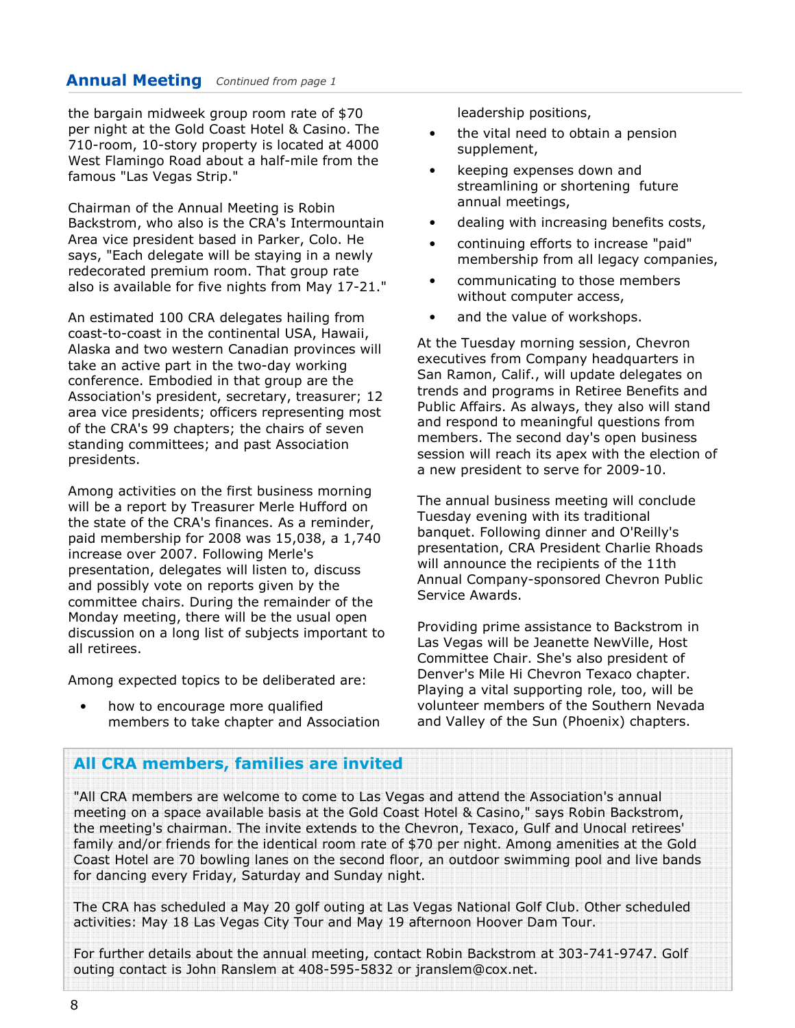## Annual Meeting *Continued from page 1*

the bargain midweek group room rate of $70 per night at the Gold Coast Hotel & Casino. The 710-room, 10-story property is located at 4000 West Flamingo Road about a half-mile from the famous "Las Vegas Strip."

Chairman of the Annual Meeting is Robin Backstrom, who also is the CRA's Intermountain Area vice president based in Parker, Colo. He says, "Each delegate will be staying in a newly redecorated premium room. That group rate also is available for five nights from May 17-21."

An estimated 100 CRA delegates hailing from coast-to-coast in the continental USA, Hawaii, Alaska and two western Canadian provinces will take an active part in the two-day working conference. Embodied in that group are the Association's president, secretary, treasurer; 12 area vice presidents; officers representing most of the CRA's 99 chapters; the chairs of seven standing committees; and past Association presidents.

Among activities on the first business morning will be a report by Treasurer Merle Hufford on the state of the CRA's finances. As a reminder, paid membership for 2008 was 15,038, a 1,740 increase over 2007. Following Merle's presentation, delegates will listen to, discuss and possibly vote on reports given by the committee chairs. During the remainder of the Monday meeting, there will be the usual open discussion on a long list of subjects important to all retirees.

Among expected topics to be deliberated are:

- how to encourage more qualified members to take chapter and Association leadership positions,
- the vital need to obtain a pension supplement,
- keeping expenses down and streamlining or shortening future annual meetings,
- dealing with increasing benefits costs,
- continuing efforts to increase "paid" membership from all legacy companies,
- communicating to those members without computer access,
- and the value of workshops.

At the Tuesday morning session, Chevron executives from Company headquarters in San Ramon, Calif., will update delegates on trends and programs in Retiree Benefits and Public Affairs. As always, they also will stand and respond to meaningful questions from members. The second day's open business session will reach its apex with the election of a new president to serve for 2009-10.

The annual business meeting will conclude Tuesday evening with its traditional banquet. Following dinner and O'Reilly's presentation, CRA President Charlie Rhoads will announce the recipients of the 11th Annual Company-sponsored Chevron Public Service Awards.

Providing prime assistance to Backstrom in Las Vegas will be Jeanette NewVille, Host Committee Chair. She's also president of Denver's Mile Hi Chevron Texaco chapter. Playing a vital supporting role, too, will be volunteer members of the Southern Nevada and Valley of the Sun (Phoenix) chapters.

### All CRA members, families are invited

"All CRA members are welcome to come to Las Vegas and attend the Association's annual meeting on a space available basis at the Gold Coast Hotel & Casino," says Robin Backstrom, the meeting's chairman. The invite extends to the Chevron, Texaco, Gulf and Unocal retirees' family and/or friends for the identical room rate of $70 per night. Among amenities at the Gold Coast Hotel are 70 bowling lanes on the second floor, an outdoor swimming pool and live bands for dancing every Friday, Saturday and Sunday night.

The CRA has scheduled a May 20 golf outing at Las Vegas National Golf Club. Other scheduled activities: May 18 Las Vegas City Tour and May 19 afternoon Hoover Dam Tour.

For further details about the annual meeting, contact Robin Backstrom at 303-741-9747. Golf outing contact is John Ranslem at 408-595-5832 or jranslem@cox.net.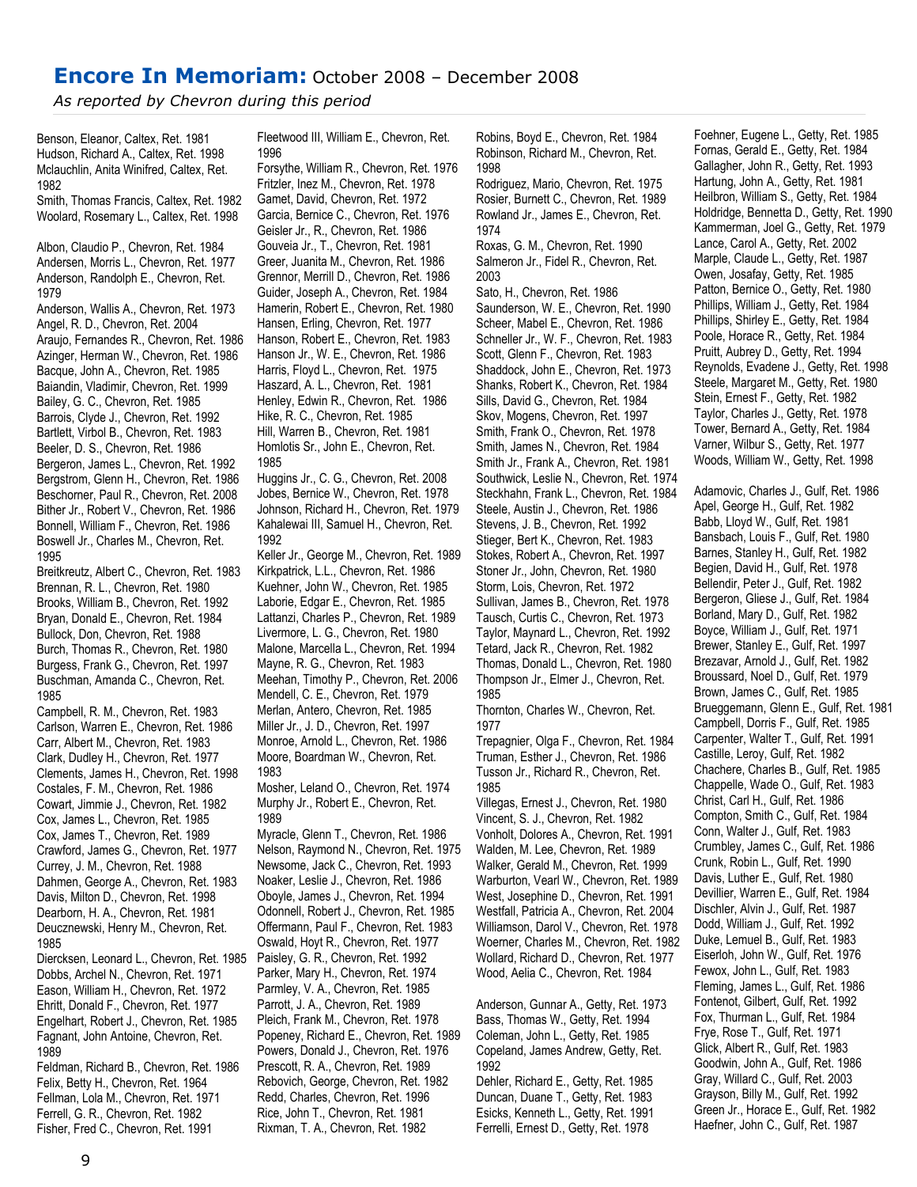# Encore In Memoriam: October 2008 – December 2008

*As reported by Chevron during this period*

Benson, Eleanor, Caltex, Ret. 1981
Hudson, Richard A., Caltex, Ret. 1998
Mclauchlin, Anita Winifred, Caltex, Ret. 1982
Smith, Thomas Francis, Caltex, Ret. 1982
Woolard, Rosemary L., Caltex, Ret. 1998

Albon, Claudio P., Chevron, Ret. 1984
Andersen, Morris L., Chevron, Ret. 1977
Anderson, Randolph E., Chevron, Ret. 1979
Anderson, Wallis A., Chevron, Ret. 1973
Angel, R. D., Chevron, Ret. 2004
Araujo, Fernandes R., Chevron, Ret. 1986
Azinger, Herman W., Chevron, Ret. 1986
Bacque, John A., Chevron, Ret. 1985
Baiandin, Vladimir, Chevron, Ret. 1999
Bailey, G. C., Chevron, Ret. 1985
Barrois, Clyde J., Chevron, Ret. 1992
Bartlett, Virbol B., Chevron, Ret. 1983
Beeler, D. S., Chevron, Ret. 1986
Bergeron, James L., Chevron, Ret. 1992
Bergstrom, Glenn H., Chevron, Ret. 1986
Beschorner, Paul R., Chevron, Ret. 2008
Bither Jr., Robert V., Chevron, Ret. 1986
Bonnell, William F., Chevron, Ret. 1986
Boswell Jr., Charles M., Chevron, Ret. 1995
Breitkreutz, Albert C., Chevron, Ret. 1983
Brennan, R. L., Chevron, Ret. 1980
Brooks, William B., Chevron, Ret. 1992
Bryan, Donald E., Chevron, Ret. 1984
Bullock, Don, Chevron, Ret. 1988
Burch, Thomas R., Chevron, Ret. 1980
Burgess, Frank G., Chevron, Ret. 1997
Buschman, Amanda C., Chevron, Ret. 1985
Campbell, R. M., Chevron, Ret. 1983
Carlson, Warren E., Chevron, Ret. 1986
Carr, Albert M., Chevron, Ret. 1983
Clark, Dudley H., Chevron, Ret. 1977
Clements, James H., Chevron, Ret. 1998
Costales, F. M., Chevron, Ret. 1986
Cowart, Jimmie J., Chevron, Ret. 1982
Cox, James L., Chevron, Ret. 1985
Cox, James T., Chevron, Ret. 1989
Crawford, James G., Chevron, Ret. 1977
Currey, J. M., Chevron, Ret. 1988
Dahmen, George A., Chevron, Ret. 1983
Davis, Milton D., Chevron, Ret. 1998
Dearborn, H. A., Chevron, Ret. 1981
Deucznewski, Henry M., Chevron, Ret. 1985
Diercksen, Leonard L., Chevron, Ret. 1985
Dobbs, Archel N., Chevron, Ret. 1971
Eason, William H., Chevron, Ret. 1972
Ehritt, Donald F., Chevron, Ret. 1977
Engelhart, Robert J., Chevron, Ret. 1985
Fagnant, John Antoine, Chevron, Ret. 1989
Feldman, Richard B., Chevron, Ret. 1986
Felix, Betty H., Chevron, Ret. 1964
Fellman, Lola M., Chevron, Ret. 1971
Ferrell, G. R., Chevron, Ret. 1982
Fisher, Fred C., Chevron, Ret. 1991
Fleetwood III, William E., Chevron, Ret. 1996
Forsythe, William R., Chevron, Ret. 1976
Fritzler, Inez M., Chevron, Ret. 1978
Gamet, David, Chevron, Ret. 1972
Garcia, Bernice C., Chevron, Ret. 1976
Geisler Jr., R., Chevron, Ret. 1986
Gouveia Jr., T., Chevron, Ret. 1981
Greer, Juanita M., Chevron, Ret. 1986
Grennor, Merrill D., Chevron, Ret. 1986
Guider, Joseph A., Chevron, Ret. 1984
Hamerin, Robert E., Chevron, Ret. 1980
Hansen, Erling, Chevron, Ret. 1977
Hanson, Robert E., Chevron, Ret. 1983
Hanson Jr., W. E., Chevron, Ret. 1986
Harris, Floyd L., Chevron, Ret. 1975
Haszard, A. L., Chevron, Ret. 1981
Henley, Edwin R., Chevron, Ret. 1986
Hike, R. C., Chevron, Ret. 1985
Hill, Warren B., Chevron, Ret. 1981
Homlotis Sr., John E., Chevron, Ret. 1985
Huggins Jr., C. G., Chevron, Ret. 2008
Jobes, Bernice W., Chevron, Ret. 1978
Johnson, Richard H., Chevron, Ret. 1979
Kahalewai III, Samuel H., Chevron, Ret. 1992
Keller Jr., George M., Chevron, Ret. 1989
Kirkpatrick, L.L., Chevron, Ret. 1986
Kuehner, John W., Chevron, Ret. 1985
Laborie, Edgar E., Chevron, Ret. 1985
Lattanzi, Charles P., Chevron, Ret. 1989
Livermore, L. G., Chevron, Ret. 1980
Malone, Marcella L., Chevron, Ret. 1994
Mayne, R. G., Chevron, Ret. 1983
Meehan, Timothy P., Chevron, Ret. 2006
Mendell, C. E., Chevron, Ret. 1979
Merlan, Antero, Chevron, Ret. 1985
Miller Jr., J. D., Chevron, Ret. 1997
Monroe, Arnold L., Chevron, Ret. 1986
Moore, Boardman W., Chevron, Ret. 1983
Mosher, Leland O., Chevron, Ret. 1974
Murphy Jr., Robert E., Chevron, Ret. 1989
Myracle, Glenn T., Chevron, Ret. 1986
Nelson, Raymond N., Chevron, Ret. 1975
Newsome, Jack C., Chevron, Ret. 1993
Noaker, Leslie J., Chevron, Ret. 1986
Oboyle, James J., Chevron, Ret. 1994
Odonnell, Robert J., Chevron, Ret. 1985
Offermann, Paul F., Chevron, Ret. 1983
Oswald, Hoyt R., Chevron, Ret. 1977
Paisley, G. R., Chevron, Ret. 1992
Parker, Mary H., Chevron, Ret. 1974
Parmley, V. A., Chevron, Ret. 1985
Parrott, J. A., Chevron, Ret. 1989
Pleich, Frank M., Chevron, Ret. 1978
Popeney, Richard E., Chevron, Ret. 1989
Powers, Donald J., Chevron, Ret. 1976
Prescott, R. A., Chevron, Ret. 1989
Rebovich, George, Chevron, Ret. 1982
Redd, Charles, Chevron, Ret. 1996
Rice, John T., Chevron, Ret. 1981
Rixman, T. A., Chevron, Ret. 1982
Robins, Boyd E., Chevron, Ret. 1984
Robinson, Richard M., Chevron, Ret. 1998
Rodriguez, Mario, Chevron, Ret. 1975
Rosier, Burnett C., Chevron, Ret. 1989
Rowland Jr., James E., Chevron, Ret. 1974
Roxas, G. M., Chevron, Ret. 1990
Salmeron Jr., Fidel R., Chevron, Ret. 2003
Sato, H., Chevron, Ret. 1986
Saunderson, W. E., Chevron, Ret. 1990
Scheer, Mabel E., Chevron, Ret. 1986
Schneller Jr., W. F., Chevron, Ret. 1983
Scott, Glenn F., Chevron, Ret. 1983
Shaddock, John E., Chevron, Ret. 1973
Shanks, Robert K., Chevron, Ret. 1984
Sills, David G., Chevron, Ret. 1984
Skov, Mogens, Chevron, Ret. 1997
Smith, Frank O., Chevron, Ret. 1978
Smith, James N., Chevron, Ret. 1984
Smith Jr., Frank A., Chevron, Ret. 1981
Southwick, Leslie N., Chevron, Ret. 1974
Steckhahn, Frank L., Chevron, Ret. 1984
Steele, Austin J., Chevron, Ret. 1986
Stevens, J. B., Chevron, Ret. 1992
Stieger, Bert K., Chevron, Ret. 1983
Stokes, Robert A., Chevron, Ret. 1997
Stoner Jr., John, Chevron, Ret. 1980
Storm, Lois, Chevron, Ret. 1972
Sullivan, James B., Chevron, Ret. 1978
Tausch, Curtis C., Chevron, Ret. 1973
Taylor, Maynard L., Chevron, Ret. 1992
Tetard, Jack R., Chevron, Ret. 1982
Thomas, Donald L., Chevron, Ret. 1980
Thompson Jr., Elmer J., Chevron, Ret. 1985
Thornton, Charles W., Chevron, Ret. 1977
Trepagnier, Olga F., Chevron, Ret. 1984
Truman, Esther J., Chevron, Ret. 1986
Tusson Jr., Richard R., Chevron, Ret. 1985
Villegas, Ernest J., Chevron, Ret. 1980
Vincent, S. J., Chevron, Ret. 1982
Vonholt, Dolores A., Chevron, Ret. 1991
Walden, M. Lee, Chevron, Ret. 1989
Walker, Gerald M., Chevron, Ret. 1999
Warburton, Vearl W., Chevron, Ret. 1989
West, Josephine D., Chevron, Ret. 1991
Westfall, Patricia A., Chevron, Ret. 2004
Williamson, Darol V., Chevron, Ret. 1978
Woerner, Charles M., Chevron, Ret. 1982
Wollard, Richard D., Chevron, Ret. 1977
Wood, Aelia C., Chevron, Ret. 1984

Anderson, Gunnar A., Getty, Ret. 1973
Bass, Thomas W., Getty, Ret. 1994
Coleman, John L., Getty, Ret. 1985
Copeland, James Andrew, Getty, Ret. 1992
Dehler, Richard E., Getty, Ret. 1985
Duncan, Duane T., Getty, Ret. 1983
Esicks, Kenneth L., Getty, Ret. 1991
Ferrelli, Ernest D., Getty, Ret. 1978
Foehner, Eugene L., Getty, Ret. 1985
Fornas, Gerald E., Getty, Ret. 1984
Gallagher, John R., Getty, Ret. 1993
Hartung, John A., Getty, Ret. 1981
Heilbron, William S., Getty, Ret. 1984
Holdridge, Bennetta D., Getty, Ret. 1990
Kammerman, Joel G., Getty, Ret. 1979
Lance, Carol A., Getty, Ret. 2002
Marple, Claude L., Getty, Ret. 1987
Owen, Josafay, Getty, Ret. 1985
Patton, Bernice O., Getty, Ret. 1980
Phillips, William J., Getty, Ret. 1984
Phillips, Shirley E., Getty, Ret. 1984
Poole, Horace R., Getty, Ret. 1984
Pruitt, Aubrey D., Getty, Ret. 1994
Reynolds, Evadene J., Getty, Ret. 1998
Steele, Margaret M., Getty, Ret. 1980
Stein, Ernest F., Getty, Ret. 1982
Taylor, Charles J., Getty, Ret. 1978
Tower, Bernard A., Getty, Ret. 1984
Varner, Wilbur S., Getty, Ret. 1977
Woods, William W., Getty, Ret. 1998

Adamovic, Charles J., Gulf, Ret. 1986
Apel, George H., Gulf, Ret. 1982
Babb, Lloyd W., Gulf, Ret. 1981
Bansbach, Louis F., Gulf, Ret. 1980
Barnes, Stanley H., Gulf, Ret. 1982
Begien, David H., Gulf, Ret. 1978
Bellendir, Peter J., Gulf, Ret. 1982
Bergeron, Gliese J., Gulf, Ret. 1984
Borland, Mary D., Gulf, Ret. 1982
Boyce, William J., Gulf, Ret. 1971
Brewer, Stanley E., Gulf, Ret. 1997
Brezavar, Arnold J., Gulf, Ret. 1982
Broussard, Noel D., Gulf, Ret. 1979
Brown, James C., Gulf, Ret. 1985
Brueggemann, Glenn E., Gulf, Ret. 1981
Campbell, Dorris F., Gulf, Ret. 1985
Carpenter, Walter T., Gulf, Ret. 1991
Castille, Leroy, Gulf, Ret. 1982
Chachere, Charles B., Gulf, Ret. 1985
Chappelle, Wade O., Gulf, Ret. 1983
Christ, Carl H., Gulf, Ret. 1986
Compton, Smith C., Gulf, Ret. 1984
Conn, Walter J., Gulf, Ret. 1983
Crumbley, James C., Gulf, Ret. 1986
Crunk, Robin L., Gulf, Ret. 1990
Davis, Luther E., Gulf, Ret. 1980
Devillier, Warren E., Gulf, Ret. 1984
Dischler, Alvin J., Gulf, Ret. 1987
Dodd, William J., Gulf, Ret. 1992
Duke, Lemuel B., Gulf, Ret. 1983
Eiserloh, John W., Gulf, Ret. 1976
Fewox, John L., Gulf, Ret. 1983
Fleming, James L., Gulf, Ret. 1986
Fontenot, Gilbert, Gulf, Ret. 1992
Fox, Thurman L., Gulf, Ret. 1984
Frye, Rose T., Gulf, Ret. 1971
Glick, Albert R., Gulf, Ret. 1983
Goodwin, John A., Gulf, Ret. 1986
Gray, Willard C., Gulf, Ret. 2003
Grayson, Billy M., Gulf, Ret. 1992
Green Jr., Horace E., Gulf, Ret. 1982
Haefner, John C., Gulf, Ret. 1987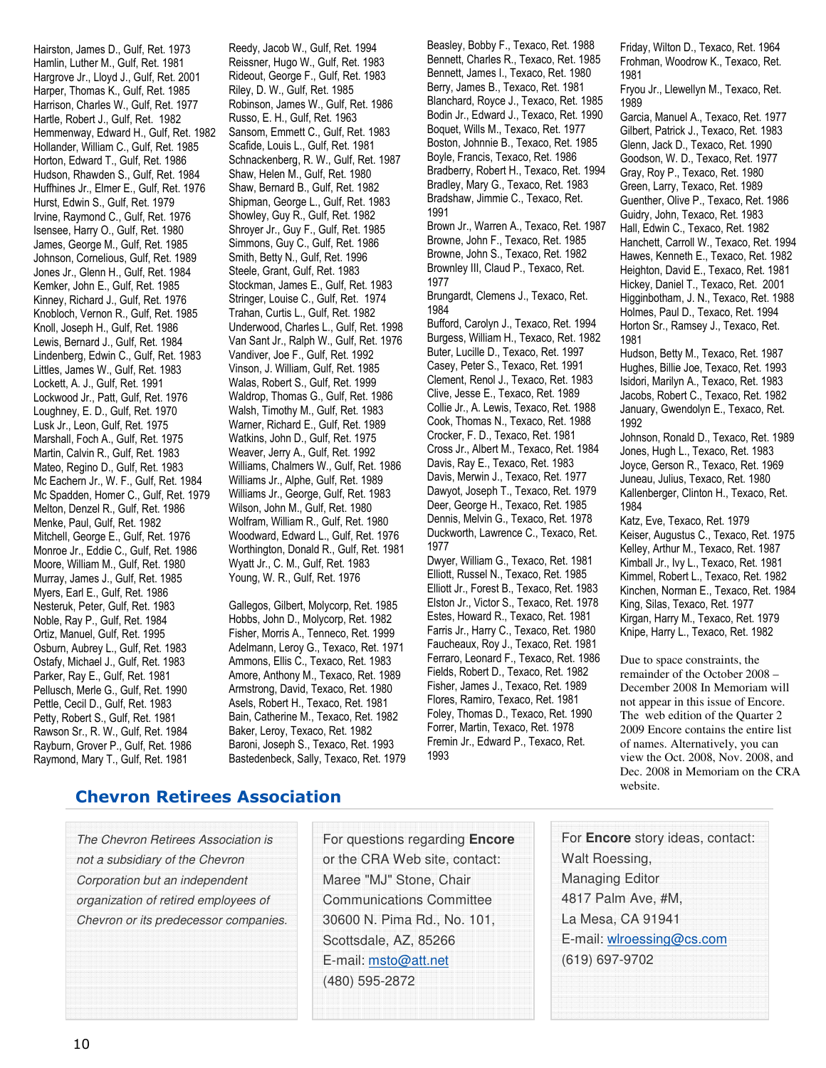Hairston, James D., Gulf, Ret. 1973
Hamlin, Luther M., Gulf, Ret. 1981
Hargrove Jr., Lloyd J., Gulf, Ret. 2001
Harper, Thomas K., Gulf, Ret. 1985
Harrison, Charles W., Gulf, Ret. 1977
Hartle, Robert J., Gulf, Ret. 1982
Hemmenway, Edward H., Gulf, Ret. 1982
Hollander, William C., Gulf, Ret. 1985
Horton, Edward T., Gulf, Ret. 1986
Hudson, Rhawden S., Gulf, Ret. 1984
Huffhines Jr., Elmer E., Gulf, Ret. 1976
Hurst, Edwin S., Gulf, Ret. 1979
Irvine, Raymond C., Gulf, Ret. 1976
Isensee, Harry O., Gulf, Ret. 1980
James, George M., Gulf, Ret. 1985
Johnson, Cornelious, Gulf, Ret. 1989
Jones Jr., Glenn H., Gulf, Ret. 1984
Kemker, John E., Gulf, Ret. 1985
Kinney, Richard J., Gulf, Ret. 1976
Knobloch, Vernon R., Gulf, Ret. 1985
Knoll, Joseph H., Gulf, Ret. 1986
Lewis, Bernard J., Gulf, Ret. 1984
Lindenberg, Edwin C., Gulf, Ret. 1983
Littles, James W., Gulf, Ret. 1983
Lockett, A. J., Gulf, Ret. 1991
Lockwood Jr., Patt, Gulf, Ret. 1976
Loughney, E. D., Gulf, Ret. 1970
Lusk Jr., Leon, Gulf, Ret. 1975
Marshall, Foch A., Gulf, Ret. 1975
Martin, Calvin R., Gulf, Ret. 1983
Mateo, Regino D., Gulf, Ret. 1983
Mc Eachern Jr., W. F., Gulf, Ret. 1984
Mc Spadden, Homer C., Gulf, Ret. 1979
Melton, Denzel R., Gulf, Ret. 1986
Menke, Paul, Gulf, Ret. 1982
Mitchell, George E., Gulf, Ret. 1976
Monroe Jr., Eddie C., Gulf, Ret. 1986
Moore, William M., Gulf, Ret. 1980
Murray, James J., Gulf, Ret. 1985
Myers, Earl E., Gulf, Ret. 1986
Nesteruk, Peter, Gulf, Ret. 1983
Noble, Ray P., Gulf, Ret. 1984
Ortiz, Manuel, Gulf, Ret. 1995
Osburn, Aubrey L., Gulf, Ret. 1983
Ostafy, Michael J., Gulf, Ret. 1983
Parker, Ray E., Gulf, Ret. 1981
Pellusch, Merle G., Gulf, Ret. 1990
Pettle, Cecil D., Gulf, Ret. 1983
Petty, Robert S., Gulf, Ret. 1981
Rawson Sr., R. W., Gulf, Ret. 1984
Rayburn, Grover P., Gulf, Ret. 1986
Raymond, Mary T., Gulf, Ret. 1981
Reedy, Jacob W., Gulf, Ret. 1994
Reissner, Hugo W., Gulf, Ret. 1983
Rideout, George F., Gulf, Ret. 1983
Riley, D. W., Gulf, Ret. 1985
Robinson, James W., Gulf, Ret. 1986
Russo, E. H., Gulf, Ret. 1963
Sansom, Emmett C., Gulf, Ret. 1983
Scafide, Louis L., Gulf, Ret. 1981
Schnackenberg, R. W., Gulf, Ret. 1987
Shaw, Helen M., Gulf, Ret. 1980
Shaw, Bernard B., Gulf, Ret. 1982
Shipman, George L., Gulf, Ret. 1983
Showley, Guy R., Gulf, Ret. 1982
Shroyer Jr., Guy F., Gulf, Ret. 1985
Simmons, Guy C., Gulf, Ret. 1986
Smith, Betty N., Gulf, Ret. 1996
Steele, Grant, Gulf, Ret. 1983
Stockman, James E., Gulf, Ret. 1983
Stringer, Louise C., Gulf, Ret. 1974
Trahan, Curtis L., Gulf, Ret. 1982
Underwood, Charles L., Gulf, Ret. 1998
Van Sant Jr., Ralph W., Gulf, Ret. 1976
Vandiver, Joe F., Gulf, Ret. 1992
Vinson, J. William, Gulf, Ret. 1985
Walas, Robert S., Gulf, Ret. 1999
Waldrop, Thomas G., Gulf, Ret. 1986
Walsh, Timothy M., Gulf, Ret. 1983
Warner, Richard E., Gulf, Ret. 1989
Watkins, John D., Gulf, Ret. 1975
Weaver, Jerry A., Gulf, Ret. 1992
Williams, Chalmers W., Gulf, Ret. 1986
Williams Jr., Alphe, Gulf, Ret. 1989
Williams Jr., George, Gulf, Ret. 1983
Wilson, John M., Gulf, Ret. 1980
Wolfram, William R., Gulf, Ret. 1980
Woodward, Edward L., Gulf, Ret. 1976
Worthington, Donald R., Gulf, Ret. 1981
Wyatt Jr., C. M., Gulf, Ret. 1983
Young, W. R., Gulf, Ret. 1976

Gallegos, Gilbert, Molycorp, Ret. 1985
Hobbs, John D., Molycorp, Ret. 1982
Fisher, Morris A., Tenneco, Ret. 1999
Adelmann, Leroy G., Texaco, Ret. 1971
Ammons, Ellis C., Texaco, Ret. 1983
Amore, Anthony M., Texaco, Ret. 1989
Armstrong, David, Texaco, Ret. 1980
Asels, Robert H., Texaco, Ret. 1981
Bain, Catherine M., Texaco, Ret. 1982
Baker, Leroy, Texaco, Ret. 1982
Baroni, Joseph S., Texaco, Ret. 1993
Bastedenbeck, Sally, Texaco, Ret. 1979
Beasley, Bobby F., Texaco, Ret. 1988
Bennett, Charles R., Texaco, Ret. 1985
Bennett, James I., Texaco, Ret. 1980
Berry, James B., Texaco, Ret. 1981
Blanchard, Royce J., Texaco, Ret. 1985
Bodin Jr., Edward J., Texaco, Ret. 1990
Boquet, Wills M., Texaco, Ret. 1977
Boston, Johnnie B., Texaco, Ret. 1985
Boyle, Francis, Texaco, Ret. 1986
Bradberry, Robert H., Texaco, Ret. 1994
Bradley, Mary G., Texaco, Ret. 1983
Bradshaw, Jimmie C., Texaco, Ret. 1991
Brown Jr., Warren A., Texaco, Ret. 1987
Browne, John F., Texaco, Ret. 1985
Browne, John S., Texaco, Ret. 1982
Brownley III, Claud P., Texaco, Ret. 1977
Brungardt, Clemens J., Texaco, Ret. 1984
Bufford, Carolyn J., Texaco, Ret. 1994
Burgess, William H., Texaco, Ret. 1982
Buter, Lucille D., Texaco, Ret. 1997
Casey, Peter S., Texaco, Ret. 1991
Clement, Renol J., Texaco, Ret. 1983
Clive, Jesse E., Texaco, Ret. 1989
Collie Jr., A. Lewis, Texaco, Ret. 1988
Cook, Thomas N., Texaco, Ret. 1988
Crocker, F. D., Texaco, Ret. 1981
Cross Jr., Albert M., Texaco, Ret. 1984
Davis, Ray E., Texaco, Ret. 1983
Davis, Merwin J., Texaco, Ret. 1977
Dawyot, Joseph T., Texaco, Ret. 1979
Deer, George H., Texaco, Ret. 1985
Dennis, Melvin G., Texaco, Ret. 1978
Duckworth, Lawrence C., Texaco, Ret. 1977
Dwyer, William G., Texaco, Ret. 1981
Elliott, Russel N., Texaco, Ret. 1985
Elliott Jr., Forest B., Texaco, Ret. 1983
Elston Jr., Victor S., Texaco, Ret. 1978
Estes, Howard R., Texaco, Ret. 1981
Farris Jr., Harry C., Texaco, Ret. 1980
Faucheaux, Roy J., Texaco, Ret. 1981
Ferraro, Leonard F., Texaco, Ret. 1986
Fields, Robert D., Texaco, Ret. 1982
Fisher, James J., Texaco, Ret. 1989
Flores, Ramiro, Texaco, Ret. 1981
Foley, Thomas D., Texaco, Ret. 1990
Forrer, Martin, Texaco, Ret. 1978
Fremin Jr., Edward P., Texaco, Ret. 1993
Friday, Wilton D., Texaco, Ret. 1964
Frohman, Woodrow K., Texaco, Ret. 1981
Fryou Jr., Llewellyn M., Texaco, Ret. 1989
Garcia, Manuel A., Texaco, Ret. 1977
Gilbert, Patrick J., Texaco, Ret. 1983
Glenn, Jack D., Texaco, Ret. 1990
Goodson, W. D., Texaco, Ret. 1977
Gray, Roy P., Texaco, Ret. 1980
Green, Larry, Texaco, Ret. 1989
Guenther, Olive P., Texaco, Ret. 1986
Guidry, John, Texaco, Ret. 1983
Hall, Edwin C., Texaco, Ret. 1982
Hanchett, Carroll W., Texaco, Ret. 1994
Hawes, Kenneth E., Texaco, Ret. 1982
Heighton, David E., Texaco, Ret. 1981
Hickey, Daniel T., Texaco, Ret. 2001
Higginbotham, J. N., Texaco, Ret. 1988
Holmes, Paul D., Texaco, Ret. 1994
Horton Sr., Ramsey J., Texaco, Ret. 1981
Hudson, Betty M., Texaco, Ret. 1987
Hughes, Billie Joe, Texaco, Ret. 1993
Isidori, Marilyn A., Texaco, Ret. 1983
Jacobs, Robert C., Texaco, Ret. 1982
January, Gwendolyn E., Texaco, Ret. 1992
Johnson, Ronald D., Texaco, Ret. 1989
Jones, Hugh L., Texaco, Ret. 1983
Joyce, Gerson R., Texaco, Ret. 1969
Juneau, Julius, Texaco, Ret. 1980
Kallenberger, Clinton H., Texaco, Ret. 1984
Katz, Eve, Texaco, Ret. 1979
Keiser, Augustus C., Texaco, Ret. 1975
Kelley, Arthur M., Texaco, Ret. 1987
Kimball Jr., Ivy L., Texaco, Ret. 1981
Kimmel, Robert L., Texaco, Ret. 1982
Kinchen, Norman E., Texaco, Ret. 1984
King, Silas, Texaco, Ret. 1977
Kirgan, Harry M., Texaco, Ret. 1979
Knipe, Harry L., Texaco, Ret. 1982

Due to space constraints, the remainder of the October 2008 – December 2008 In Memoriam will not appear in this issue of Encore. The web edition of the Quarter 2 2009 Encore contains the entire list of names. Alternatively, you can view the Oct. 2008, Nov. 2008, and Dec. 2008 in Memoriam on the CRA website.

## Chevron Retirees Association

*The Chevron Retirees Association is not a subsidiary of the Chevron Corporation but an independent organization of retired employees of Chevron or its predecessor companies.*

For questions regarding **Encore** or the CRA Web site, contact:
Maree "MJ" Stone, Chair
Communications Committee
30600 N. Pima Rd., No. 101,
Scottsdale, AZ, 85266
E-mail: msto@att.net
(480) 595-2872

For **Encore** story ideas, contact:
Walt Roessing,
Managing Editor
4817 Palm Ave, #M,
La Mesa, CA 91941
E-mail: wlroessing@cs.com
(619) 697-9702